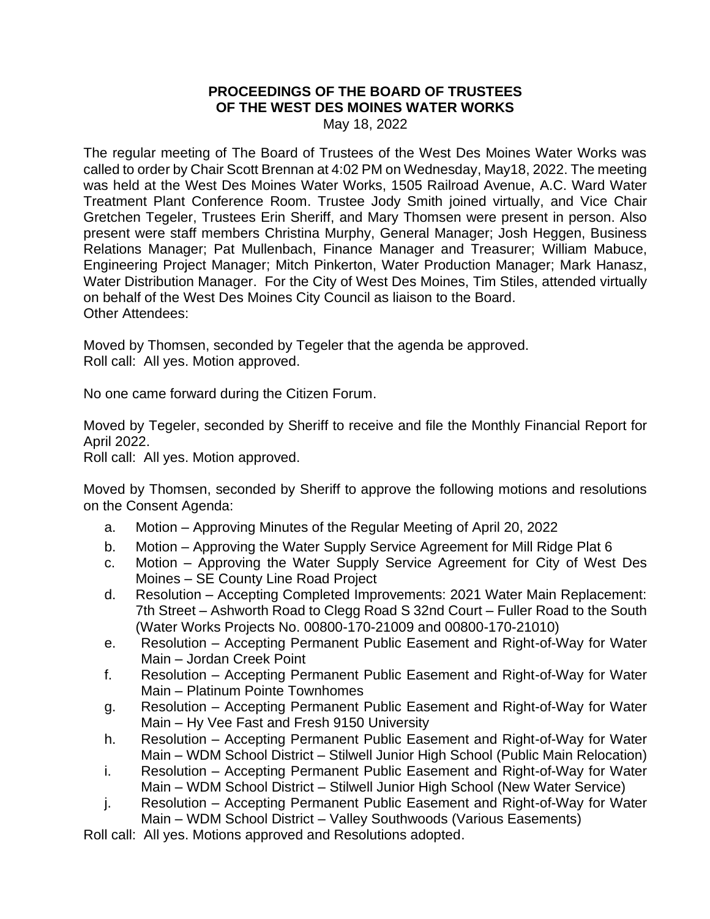**PROCEEDINGS OF THE BOARD OF TRUSTEES**
**OF THE WEST DES MOINES WATER WORKS**
May 18, 2022

The regular meeting of The Board of Trustees of the West Des Moines Water Works was called to order by Chair Scott Brennan at 4:02 PM on Wednesday, May18, 2022. The meeting was held at the West Des Moines Water Works, 1505 Railroad Avenue, A.C. Ward Water Treatment Plant Conference Room. Trustee Jody Smith joined virtually, and Vice Chair Gretchen Tegeler, Trustees Erin Sheriff, and Mary Thomsen were present in person. Also present were staff members Christina Murphy, General Manager; Josh Heggen, Business Relations Manager; Pat Mullenbach, Finance Manager and Treasurer; William Mabuce, Engineering Project Manager; Mitch Pinkerton, Water Production Manager; Mark Hanasz, Water Distribution Manager. For the City of West Des Moines, Tim Stiles, attended virtually on behalf of the West Des Moines City Council as liaison to the Board.
Other Attendees:

Moved by Thomsen, seconded by Tegeler that the agenda be approved.
Roll call: All yes. Motion approved.

No one came forward during the Citizen Forum.

Moved by Tegeler, seconded by Sheriff to receive and file the Monthly Financial Report for April 2022.
Roll call: All yes. Motion approved.

Moved by Thomsen, seconded by Sheriff to approve the following motions and resolutions on the Consent Agenda:

a. Motion – Approving Minutes of the Regular Meeting of April 20, 2022
b. Motion – Approving the Water Supply Service Agreement for Mill Ridge Plat 6
c. Motion – Approving the Water Supply Service Agreement for City of West Des Moines – SE County Line Road Project
d. Resolution – Accepting Completed Improvements: 2021 Water Main Replacement: 7th Street – Ashworth Road to Clegg Road S 32nd Court – Fuller Road to the South (Water Works Projects No. 00800-170-21009 and 00800-170-21010)
e. Resolution – Accepting Permanent Public Easement and Right-of-Way for Water Main – Jordan Creek Point
f. Resolution – Accepting Permanent Public Easement and Right-of-Way for Water Main – Platinum Pointe Townhomes
g. Resolution – Accepting Permanent Public Easement and Right-of-Way for Water Main – Hy Vee Fast and Fresh 9150 University
h. Resolution – Accepting Permanent Public Easement and Right-of-Way for Water Main – WDM School District – Stilwell Junior High School (Public Main Relocation)
i. Resolution – Accepting Permanent Public Easement and Right-of-Way for Water Main – WDM School District – Stilwell Junior High School (New Water Service)
j. Resolution – Accepting Permanent Public Easement and Right-of-Way for Water Main – WDM School District – Valley Southwoods (Various Easements)

Roll call: All yes. Motions approved and Resolutions adopted.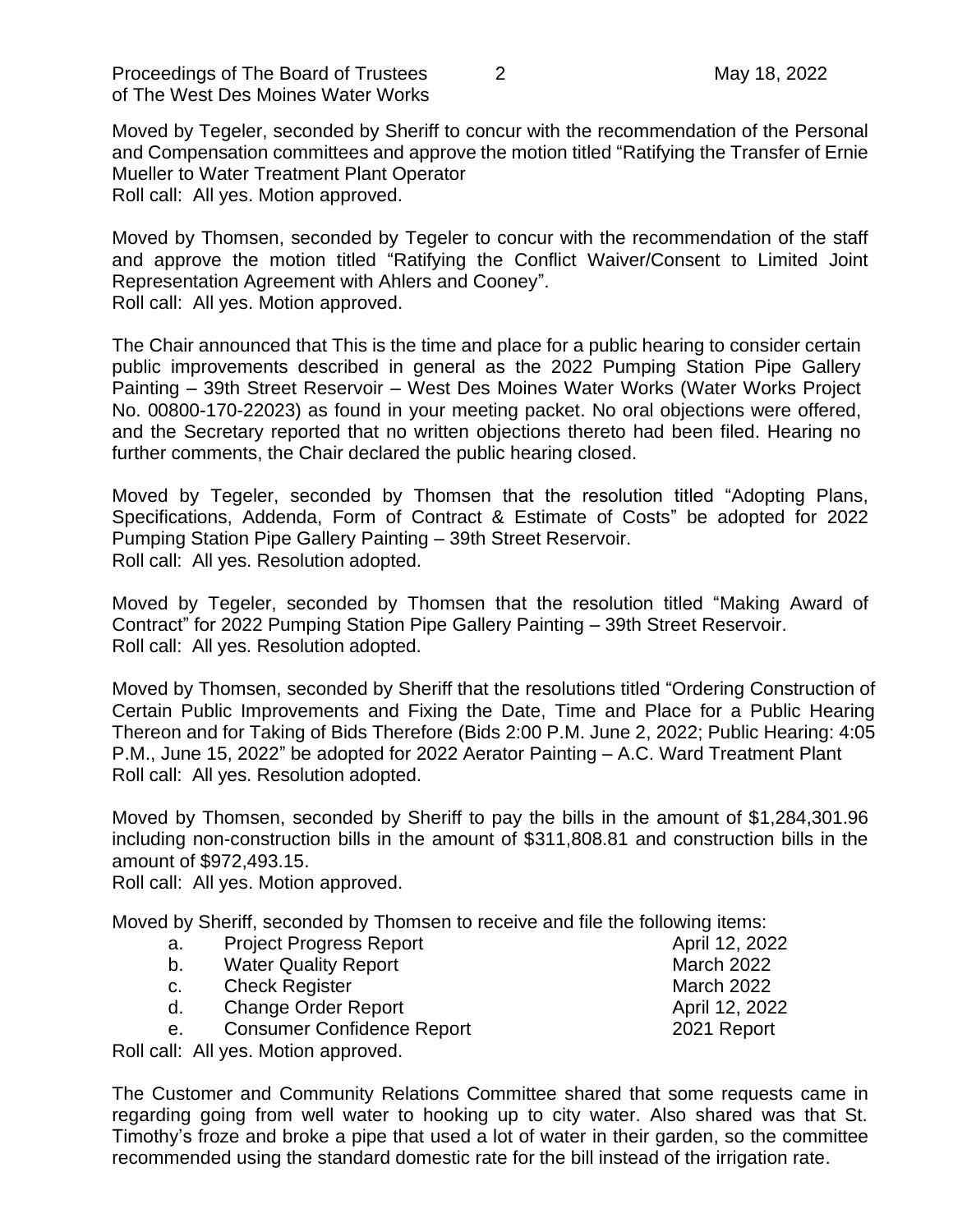Moved by Tegeler, seconded by Sheriff to concur with the recommendation of the Personal and Compensation committees and approve the motion titled "Ratifying the Transfer of Ernie Mueller to Water Treatment Plant Operator
Roll call: All yes. Motion approved.

Moved by Thomsen, seconded by Tegeler to concur with the recommendation of the staff and approve the motion titled "Ratifying the Conflict Waiver/Consent to Limited Joint Representation Agreement with Ahlers and Cooney".
Roll call: All yes. Motion approved.

The Chair announced that This is the time and place for a public hearing to consider certain public improvements described in general as the 2022 Pumping Station Pipe Gallery Painting – 39th Street Reservoir – West Des Moines Water Works (Water Works Project No. 00800-170-22023) as found in your meeting packet. No oral objections were offered, and the Secretary reported that no written objections thereto had been filed. Hearing no further comments, the Chair declared the public hearing closed.

Moved by Tegeler, seconded by Thomsen that the resolution titled "Adopting Plans, Specifications, Addenda, Form of Contract & Estimate of Costs" be adopted for 2022 Pumping Station Pipe Gallery Painting – 39th Street Reservoir.
Roll call: All yes. Resolution adopted.

Moved by Tegeler, seconded by Thomsen that the resolution titled "Making Award of Contract" for 2022 Pumping Station Pipe Gallery Painting – 39th Street Reservoir.
Roll call: All yes. Resolution adopted.

Moved by Thomsen, seconded by Sheriff that the resolutions titled "Ordering Construction of Certain Public Improvements and Fixing the Date, Time and Place for a Public Hearing Thereon and for Taking of Bids Therefore (Bids 2:00 P.M. June 2, 2022; Public Hearing: 4:05 P.M., June 15, 2022" be adopted for 2022 Aerator Painting – A.C. Ward Treatment Plant
Roll call: All yes. Resolution adopted.

Moved by Thomsen, seconded by Sheriff to pay the bills in the amount of $1,284,301.96 including non-construction bills in the amount of $311,808.81 and construction bills in the amount of $972,493.15.
Roll call: All yes. Motion approved.

Moved by Sheriff, seconded by Thomsen to receive and file the following items:

| | | |
|---|---|---|
| a. | Project Progress Report | April 12, 2022 |
| b. | Water Quality Report | March 2022 |
| c. | Check Register | March 2022 |
| d. | Change Order Report | April 12, 2022 |
| e. | Consumer Confidence Report | 2021 Report |

Roll call: All yes. Motion approved.

The Customer and Community Relations Committee shared that some requests came in regarding going from well water to hooking up to city water. Also shared was that St. Timothy's froze and broke a pipe that used a lot of water in their garden, so the committee recommended using the standard domestic rate for the bill instead of the irrigation rate.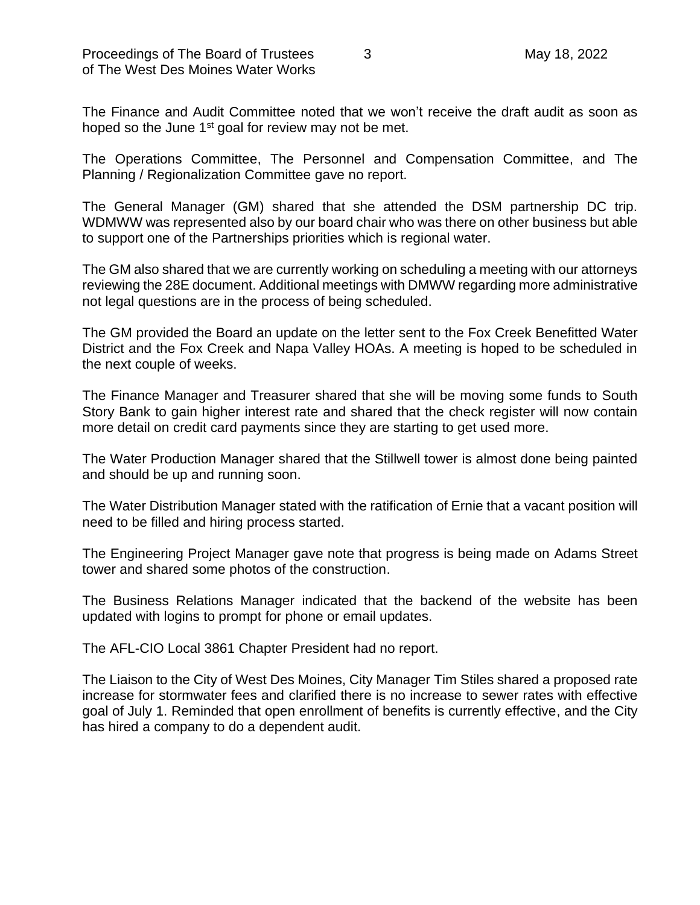The Finance and Audit Committee noted that we won't receive the draft audit as soon as hoped so the June 1st goal for review may not be met.

The Operations Committee, The Personnel and Compensation Committee, and The Planning / Regionalization Committee gave no report.

The General Manager (GM) shared that she attended the DSM partnership DC trip. WDMWW was represented also by our board chair who was there on other business but able to support one of the Partnerships priorities which is regional water.

The GM also shared that we are currently working on scheduling a meeting with our attorneys reviewing the 28E document. Additional meetings with DMWW regarding more administrative not legal questions are in the process of being scheduled.

The GM provided the Board an update on the letter sent to the Fox Creek Benefitted Water District and the Fox Creek and Napa Valley HOAs. A meeting is hoped to be scheduled in the next couple of weeks.

The Finance Manager and Treasurer shared that she will be moving some funds to South Story Bank to gain higher interest rate and shared that the check register will now contain more detail on credit card payments since they are starting to get used more.

The Water Production Manager shared that the Stillwell tower is almost done being painted and should be up and running soon.

The Water Distribution Manager stated with the ratification of Ernie that a vacant position will need to be filled and hiring process started.

The Engineering Project Manager gave note that progress is being made on Adams Street tower and shared some photos of the construction.

The Business Relations Manager indicated that the backend of the website has been updated with logins to prompt for phone or email updates.

The AFL-CIO Local 3861 Chapter President had no report.

The Liaison to the City of West Des Moines, City Manager Tim Stiles shared a proposed rate increase for stormwater fees and clarified there is no increase to sewer rates with effective goal of July 1. Reminded that open enrollment of benefits is currently effective, and the City has hired a company to do a dependent audit.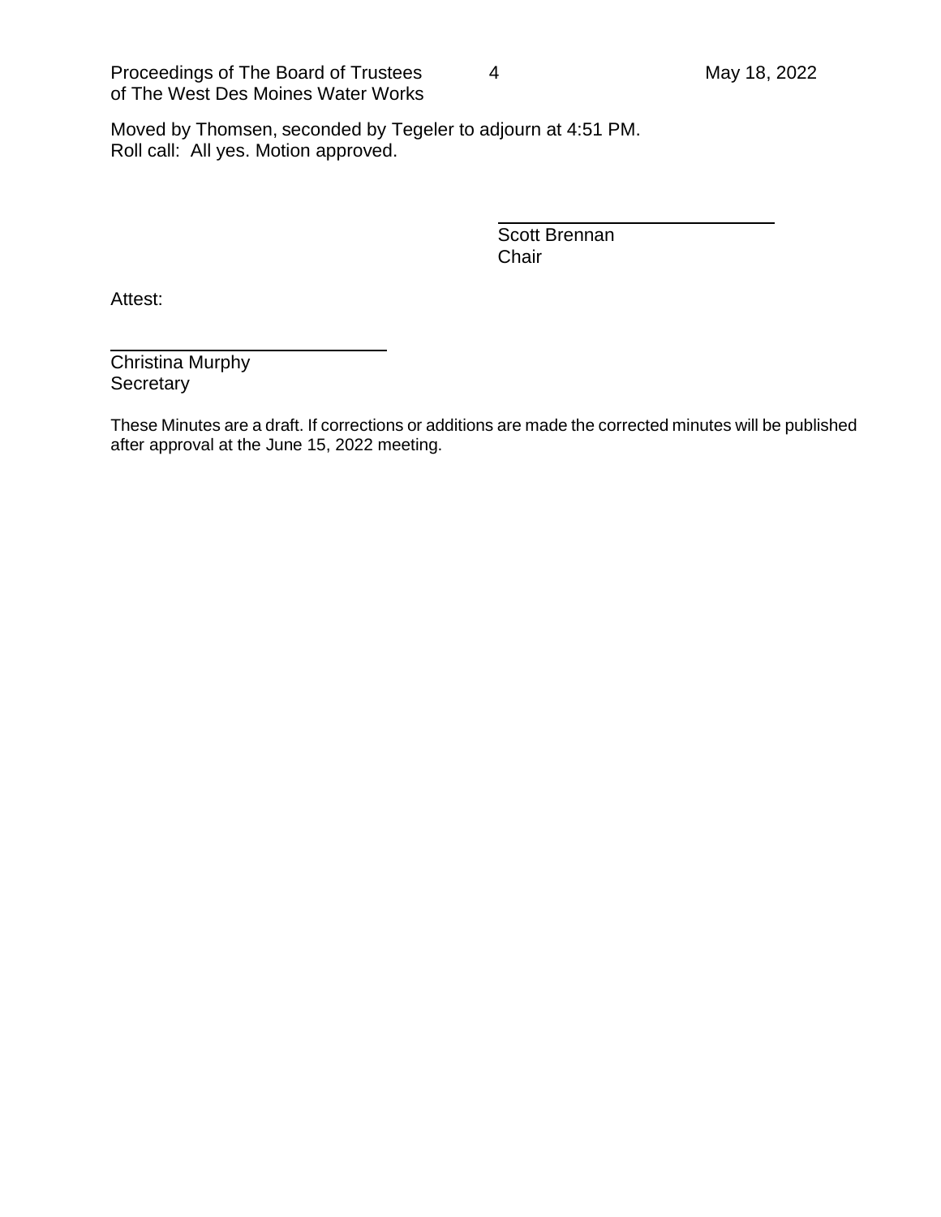Moved by Thomsen, seconded by Tegeler to adjourn at 4:51 PM.
Roll call: All yes. Motion approved.

\_\_\_\_\_\_\_\_\_\_\_\_\_\_\_\_\_\_\_\_\_\_\_\_\_\_\_\_\_\_
Scott Brennan
Chair

Attest:

\_\_\_\_\_\_\_\_\_\_\_\_\_\_\_\_\_\_\_\_\_\_\_\_\_\_\_\_\_\_
Christina Murphy
Secretary

These Minutes are a draft. If corrections or additions are made the corrected minutes will be published after approval at the June 15, 2022 meeting.